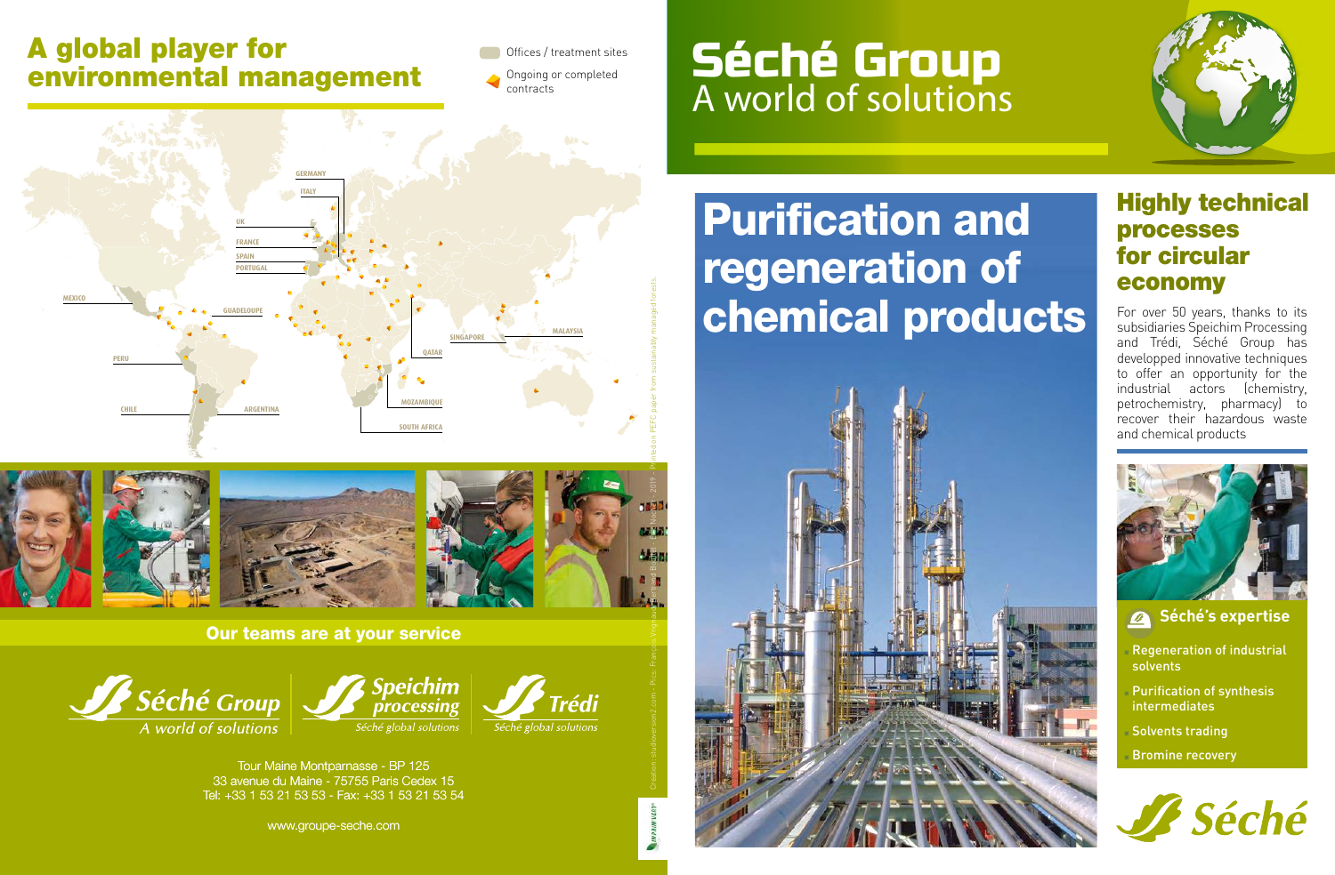# A global player for environmental management

Offices / treatment sites

Ongoing or completed contracts

GERMANY
ITALY
UK
FRANCE
SPAIN
PORTUGAL
MEXICO
GUADELOUPE
PERU
CHILE
ARGENTINA
QATAR
SINGAPORE
MALAYSIA
MOZAMBIQUE
SOUTH AFRICA

## Our teams are at your service

Séché Group – A world of solutions
Speichim processing – Séché global solutions
Trédi – Séché global solutions

Tour Maine Montparnasse - BP 125
33 avenue du Maine - 75755 Paris Cedex 15
Tel: +33 1 53 21 53 53 - Fax: +33 1 53 21 53 54

www.groupe-seche.com

Création : studioversion2.com - Pics: Francois Vrignaud - Bernard Biger - 2019 - Printed on PEFC paper from sustainably managed forests.

# Séché Group
A world of solutions

# Purification and regeneration of chemical products

## Highly technical processes for circular economy

For over 50 years, thanks to its subsidiaries Speichim Processing and Trédi, Séché Group has developped innovative techniques to offer an opportunity for the industrial actors (chemistry, petrochemistry, pharmacy) to recover their hazardous waste and chemical products

### Séché's expertise

- Regeneration of industrial solvents
- Purification of synthesis intermediates
- Solvents trading
- Bromine recovery

Séché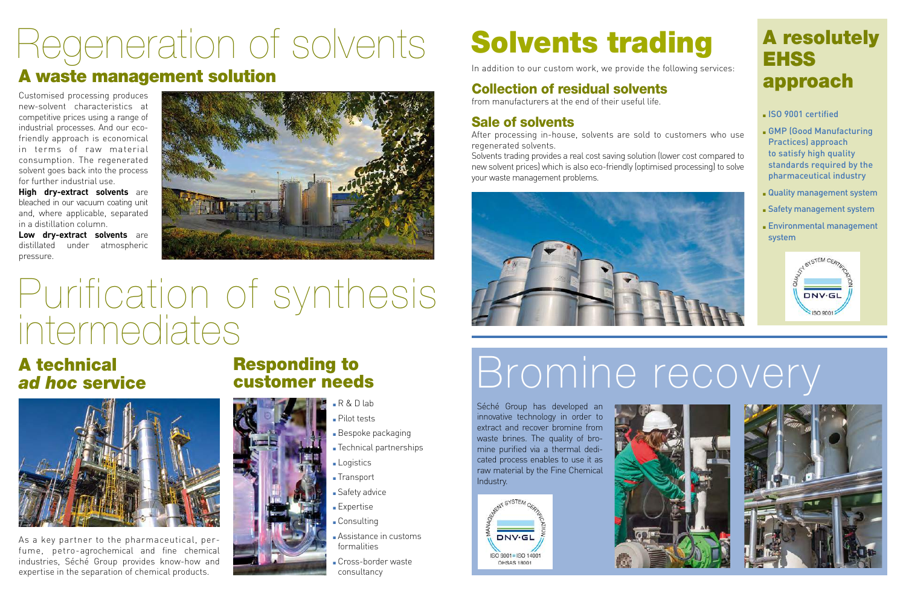# Regeneration of solvents

## A waste management solution

Customised processing produces new-solvent characteristics at competitive prices using a range of industrial processes. And our eco-friendly approach is economical in terms of raw material consumption. The regenerated solvent goes back into the process for further industrial use.

**High dry-extract solvents** are bleached in our vacuum coating unit and, where applicable, separated in a distillation column.

**Low dry-extract solvents** are distillated under atmospheric pressure.

# Purification of synthesis intermediates

## A technical *ad hoc* service

As a key partner to the pharmaceutical, perfume, petro-agrochemical and fine chemical industries, Séché Group provides know-how and expertise in the separation of chemical products.

## Responding to customer needs

- R & D lab
- Pilot tests
- Bespoke packaging
- Technical partnerships
- Logistics
- Transport
- Safety advice
- Expertise
- Consulting
- Assistance in customs formalities
- Cross-border waste consultancy

# Solvents trading

In addition to our custom work, we provide the following services:

## Collection of residual solvents

from manufacturers at the end of their useful life.

## Sale of solvents

After processing in-house, solvents are sold to customers who use regenerated solvents.

Solvents trading provides a real cost saving solution (lower cost compared to new solvent prices) which is also eco-friendly (optimised processing) to solve your waste management problems.

## A resolutely EHSS approach

- ISO 9001 certified
- GMP (Good Manufacturing Practices) approach to satisfy high quality standards required by the pharmaceutical industry
- Quality management system
- Safety management system
- Environmental management system

QUALITY SYSTEM CERTIFICATION
DNV·GL
ISO 9001

# Bromine recovery

Séché Group has developed an innovative technology in order to extract and recover bromine from waste brines. The quality of bromine purified via a thermal dedicated process enables to use it as raw material by the Fine Chemical Industry.

MANAGEMENT SYSTEM CERTIFICATION
DNV·GL
ISO 9001 • ISO 14001
OHSAS 18001